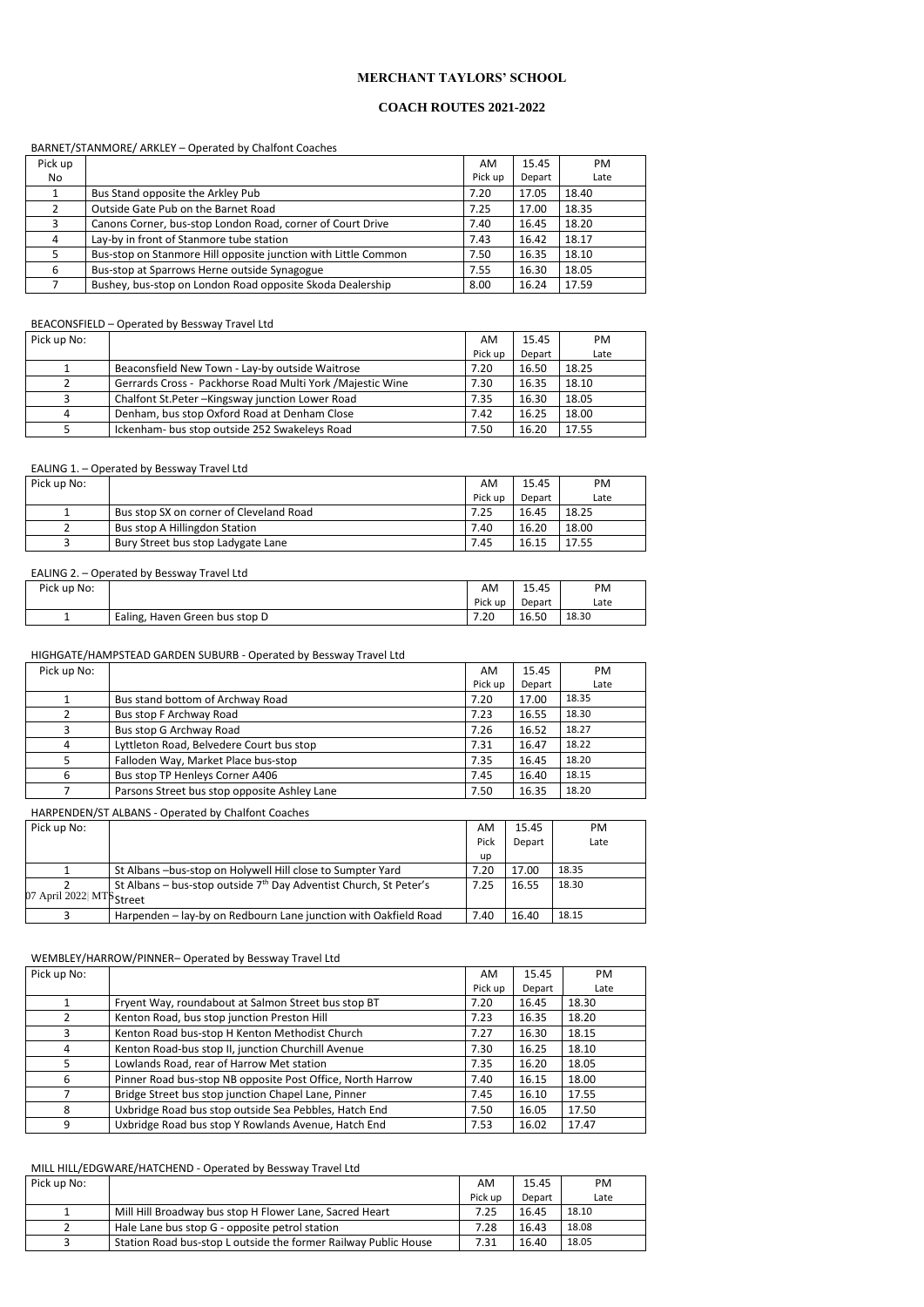# MERCHANT TAYLORS' SCHOOL

## COACH ROUTES 2021-2022

BARNET/STANMORE/ ARKLEY – Operated by Chalfont Coaches

| Pick up No | | AM Pick up | 15.45 Depart | PM Late |
|---|---|---|---|---|
| 1 | Bus Stand opposite the Arkley Pub | 7.20 | 17.05 | 18.40 |
| 2 | Outside Gate Pub on the Barnet Road | 7.25 | 17.00 | 18.35 |
| 3 | Canons Corner, bus-stop London Road, corner of Court Drive | 7.40 | 16.45 | 18.20 |
| 4 | Lay-by in front of Stanmore tube station | 7.43 | 16.42 | 18.17 |
| 5 | Bus-stop on Stanmore Hill opposite junction with Little Common | 7.50 | 16.35 | 18.10 |
| 6 | Bus-stop at Sparrows Herne outside Synagogue | 7.55 | 16.30 | 18.05 |
| 7 | Bushey, bus-stop on London Road opposite Skoda Dealership | 8.00 | 16.24 | 17.59 |

BEACONSFIELD – Operated by Bessway Travel Ltd

| Pick up No: | | AM Pick up | 15.45 Depart | PM Late |
|---|---|---|---|---|
| 1 | Beaconsfield New Town - Lay-by outside Waitrose | 7.20 | 16.50 | 18.25 |
| 2 | Gerrards Cross - Packhorse Road Multi York /Majestic Wine | 7.30 | 16.35 | 18.10 |
| 3 | Chalfont St.Peter –Kingsway junction Lower Road | 7.35 | 16.30 | 18.05 |
| 4 | Denham, bus stop Oxford Road at Denham Close | 7.42 | 16.25 | 18.00 |
| 5 | Ickenham- bus stop outside 252 Swakeleys Road | 7.50 | 16.20 | 17.55 |

EALING 1. – Operated by Bessway Travel Ltd

| Pick up No: | | AM Pick up | 15.45 Depart | PM Late |
|---|---|---|---|---|
| 1 | Bus stop SX on corner of Cleveland Road | 7.25 | 16.45 | 18.25 |
| 2 | Bus stop A Hillingdon Station | 7.40 | 16.20 | 18.00 |
| 3 | Bury Street bus stop Ladygate Lane | 7.45 | 16.15 | 17.55 |

EALING 2. – Operated by Bessway Travel Ltd

| Pick up No: | | AM Pick up | 15.45 Depart | PM Late |
|---|---|---|---|---|
| 1 | Ealing, Haven Green bus stop D | 7.20 | 16.50 | 18.30 |

HIGHGATE/HAMPSTEAD GARDEN SUBURB - Operated by Bessway Travel Ltd

| Pick up No: | | AM Pick up | 15.45 Depart | PM Late |
|---|---|---|---|---|
| 1 | Bus stand bottom of Archway Road | 7.20 | 17.00 | 18.35 |
| 2 | Bus stop F Archway Road | 7.23 | 16.55 | 18.30 |
| 3 | Bus stop G Archway Road | 7.26 | 16.52 | 18.27 |
| 4 | Lyttleton Road, Belvedere Court bus stop | 7.31 | 16.47 | 18.22 |
| 5 | Falloden Way, Market Place bus-stop | 7.35 | 16.45 | 18.20 |
| 6 | Bus stop TP Henleys Corner A406 | 7.45 | 16.40 | 18.15 |
| 7 | Parsons Street bus stop opposite Ashley Lane | 7.50 | 16.35 | 18.20 |

HARPENDEN/ST ALBANS - Operated by Chalfont Coaches

| Pick up No: | | AM Pick up | 15.45 Depart | PM Late |
|---|---|---|---|---|
| 1 | St Albans –bus-stop on Holywell Hill close to Sumpter Yard | 7.20 | 17.00 | 18.35 |
| 2 | St Albans – bus-stop outside 7th Day Adventist Church, St Peter's Street | 7.25 | 16.55 | 18.30 |
| 3 | Harpenden – lay-by on Redbourn Lane junction with Oakfield Road | 7.40 | 16.40 | 18.15 |

WEMBLEY/HARROW/PINNER– Operated by Bessway Travel Ltd

| Pick up No: | | AM Pick up | 15.45 Depart | PM Late |
|---|---|---|---|---|
| 1 | Fryent Way, roundabout at Salmon Street bus stop BT | 7.20 | 16.45 | 18.30 |
| 2 | Kenton Road, bus stop junction Preston Hill | 7.23 | 16.35 | 18.20 |
| 3 | Kenton Road bus-stop H Kenton Methodist Church | 7.27 | 16.30 | 18.15 |
| 4 | Kenton Road-bus stop II, junction Churchill Avenue | 7.30 | 16.25 | 18.10 |
| 5 | Lowlands Road, rear of Harrow Met station | 7.35 | 16.20 | 18.05 |
| 6 | Pinner Road bus-stop NB opposite Post Office, North Harrow | 7.40 | 16.15 | 18.00 |
| 7 | Bridge Street bus stop junction Chapel Lane, Pinner | 7.45 | 16.10 | 17.55 |
| 8 | Uxbridge Road bus stop outside Sea Pebbles, Hatch End | 7.50 | 16.05 | 17.50 |
| 9 | Uxbridge Road bus stop Y Rowlands Avenue, Hatch End | 7.53 | 16.02 | 17.47 |

MILL HILL/EDGWARE/HATCHEND - Operated by Bessway Travel Ltd

| Pick up No: | | AM Pick up | 15.45 Depart | PM Late |
|---|---|---|---|---|
| 1 | Mill Hill Broadway bus stop H Flower Lane, Sacred Heart | 7.25 | 16.45 | 18.10 |
| 2 | Hale Lane bus stop G - opposite petrol station | 7.28 | 16.43 | 18.08 |
| 3 | Station Road bus-stop L outside the former Railway Public House | 7.31 | 16.40 | 18.05 |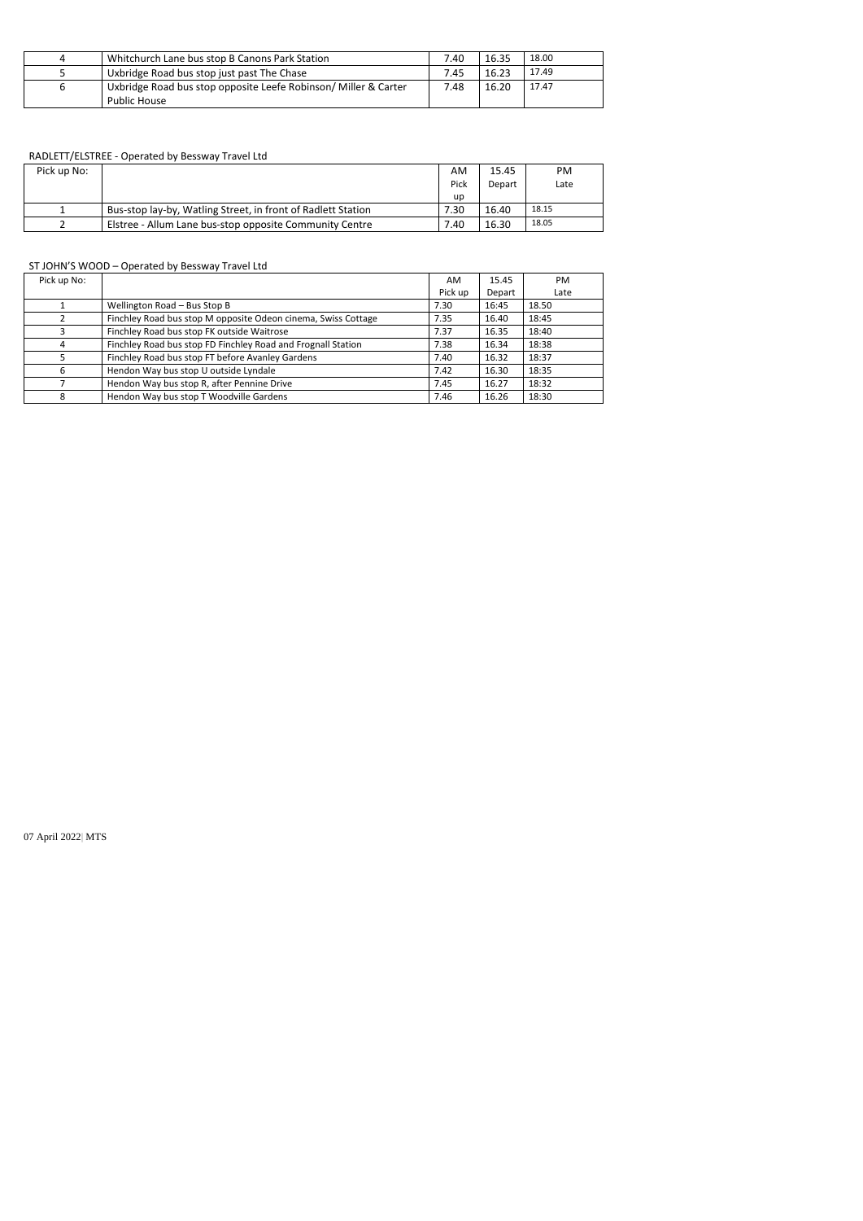| | | | | |
|---|---|---|---|---|
| 4 | Whitchurch Lane bus stop B Canons Park Station | 7.40 | 16.35 | 18.00 |
| 5 | Uxbridge Road bus stop just past The Chase | 7.45 | 16.23 | 17.49 |
| 6 | Uxbridge Road bus stop opposite Leefe Robinson/ Miller & Carter Public House | 7.48 | 16.20 | 17.47 |

RADLETT/ELSTREE - Operated by Bessway Travel Ltd

| Pick up No: | | AM Pick up | 15.45 Depart | PM Late |
|---|---|---|---|---|
| 1 | Bus-stop lay-by, Watling Street, in front of Radlett Station | 7.30 | 16.40 | 18.15 |
| 2 | Elstree - Allum Lane bus-stop opposite Community Centre | 7.40 | 16.30 | 18.05 |

ST JOHN'S WOOD – Operated by Bessway Travel Ltd

| Pick up No: | | AM Pick up | 15.45 Depart | PM Late |
|---|---|---|---|---|
| 1 | Wellington Road – Bus Stop B | 7.30 | 16:45 | 18.50 |
| 2 | Finchley Road bus stop M opposite Odeon cinema, Swiss Cottage | 7.35 | 16.40 | 18:45 |
| 3 | Finchley Road bus stop FK outside Waitrose | 7.37 | 16.35 | 18:40 |
| 4 | Finchley Road bus stop FD Finchley Road and Frognall Station | 7.38 | 16.34 | 18:38 |
| 5 | Finchley Road bus stop FT before Avanley Gardens | 7.40 | 16.32 | 18:37 |
| 6 | Hendon Way bus stop U outside Lyndale | 7.42 | 16.30 | 18:35 |
| 7 | Hendon Way bus stop R, after Pennine Drive | 7.45 | 16.27 | 18:32 |
| 8 | Hendon Way bus stop T Woodville Gardens | 7.46 | 16.26 | 18:30 |

07 April 2022| MTS